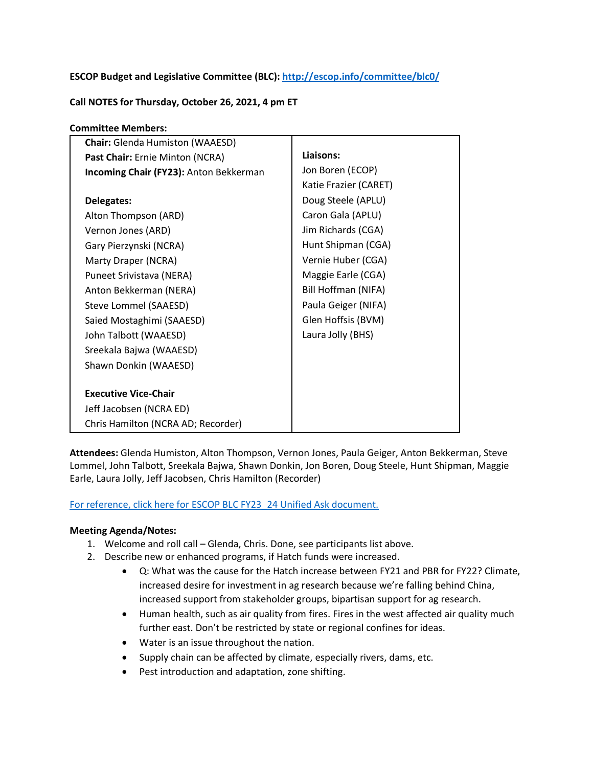**ESCOP Budget and Legislative Committee (BLC): [http://escop.info/committee/blc0/](http://escop.info/committee/blc0/)**

**Call NOTES for Thursday, October 26, 2021, 4 pm ET**

**Committee Members:**

| | |
|---|---|
| **Chair:** Glenda Humiston (WAAESD) | |
| **Past Chair:** Ernie Minton (NCRA) | **Liaisons:** |
| **Incoming Chair (FY23):** Anton Bekkerman | Jon Boren (ECOP) |
| | Katie Frazier (CARET) |
| **Delegates:** | Doug Steele (APLU) |
| Alton Thompson (ARD) | Caron Gala (APLU) |
| Vernon Jones (ARD) | Jim Richards (CGA) |
| Gary Pierzynski (NCRA) | Hunt Shipman (CGA) |
| Marty Draper (NCRA) | Vernie Huber (CGA) |
| Puneet Srivistava (NERA) | Maggie Earle (CGA) |
| Anton Bekkerman (NERA) | Bill Hoffman (NIFA) |
| Steve Lommel (SAAESD) | Paula Geiger (NIFA) |
| Saied Mostaghimi (SAAESD) | Glen Hoffsis (BVM) |
| John Talbott (WAAESD) | Laura Jolly (BHS) |
| Sreekala Bajwa (WAAESD) | |
| Shawn Donkin (WAAESD) | |
| | |
| **Executive Vice-Chair** | |
| Jeff Jacobsen (NCRA ED) | |
| Chris Hamilton (NCRA AD; Recorder) | |

**Attendees:** Glenda Humiston, Alton Thompson, Vernon Jones, Paula Geiger, Anton Bekkerman, Steve Lommel, John Talbott, Sreekala Bajwa, Shawn Donkin, Jon Boren, Doug Steele, Hunt Shipman, Maggie Earle, Laura Jolly, Jeff Jacobsen, Chris Hamilton (Recorder)

For reference, click here for ESCOP BLC FY23_24 Unified Ask document.

**Meeting Agenda/Notes:**

1. Welcome and roll call – Glenda, Chris. Done, see participants list above.
2. Describe new or enhanced programs, if Hatch funds were increased.
   - Q: What was the cause for the Hatch increase between FY21 and PBR for FY22? Climate, increased desire for investment in ag research because we're falling behind China, increased support from stakeholder groups, bipartisan support for ag research.
   - Human health, such as air quality from fires. Fires in the west affected air quality much further east. Don't be restricted by state or regional confines for ideas.
   - Water is an issue throughout the nation.
   - Supply chain can be affected by climate, especially rivers, dams, etc.
   - Pest introduction and adaptation, zone shifting.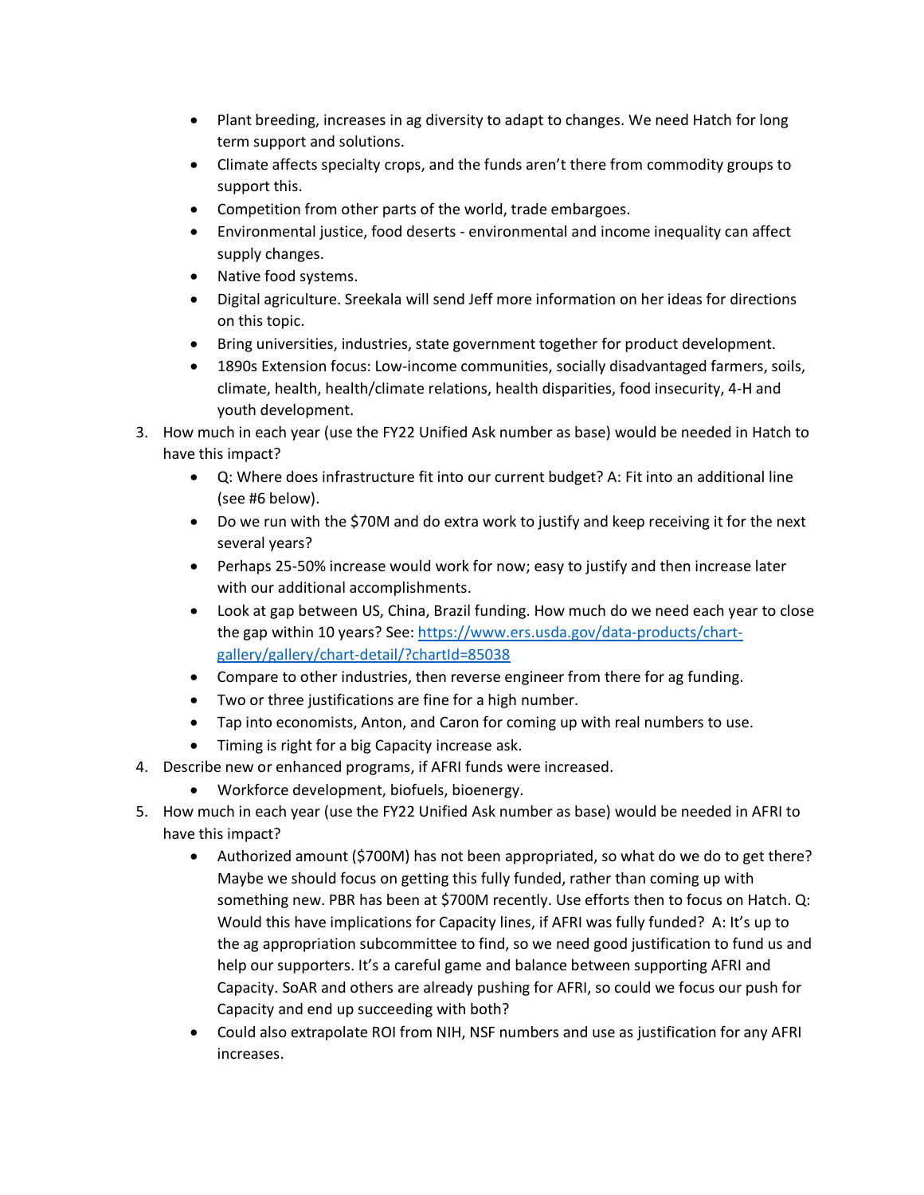- Plant breeding, increases in ag diversity to adapt to changes. We need Hatch for long term support and solutions.
- Climate affects specialty crops, and the funds aren't there from commodity groups to support this.
- Competition from other parts of the world, trade embargoes.
- Environmental justice, food deserts - environmental and income inequality can affect supply changes.
- Native food systems.
- Digital agriculture. Sreekala will send Jeff more information on her ideas for directions on this topic.
- Bring universities, industries, state government together for product development.
- 1890s Extension focus: Low-income communities, socially disadvantaged farmers, soils, climate, health, health/climate relations, health disparities, food insecurity, 4-H and youth development.

3. How much in each year (use the FY22 Unified Ask number as base) would be needed in Hatch to have this impact?
    - Q: Where does infrastructure fit into our current budget? A: Fit into an additional line (see #6 below).
    - Do we run with the $70M and do extra work to justify and keep receiving it for the next several years?
    - Perhaps 25-50% increase would work for now; easy to justify and then increase later with our additional accomplishments.
    - Look at gap between US, China, Brazil funding. How much do we need each year to close the gap within 10 years? See: [https://www.ers.usda.gov/data-products/chart-gallery/gallery/chart-detail/?chartId=85038](https://www.ers.usda.gov/data-products/chart-gallery/gallery/chart-detail/?chartId=85038)
    - Compare to other industries, then reverse engineer from there for ag funding.
    - Two or three justifications are fine for a high number.
    - Tap into economists, Anton, and Caron for coming up with real numbers to use.
    - Timing is right for a big Capacity increase ask.
4. Describe new or enhanced programs, if AFRI funds were increased.
    - Workforce development, biofuels, bioenergy.
5. How much in each year (use the FY22 Unified Ask number as base) would be needed in AFRI to have this impact?
    - Authorized amount ($700M) has not been appropriated, so what do we do to get there? Maybe we should focus on getting this fully funded, rather than coming up with something new. PBR has been at $700M recently. Use efforts then to focus on Hatch. Q: Would this have implications for Capacity lines, if AFRI was fully funded? A: It's up to the ag appropriation subcommittee to find, so we need good justification to fund us and help our supporters. It's a careful game and balance between supporting AFRI and Capacity. SoAR and others are already pushing for AFRI, so could we focus our push for Capacity and end up succeeding with both?
    - Could also extrapolate ROI from NIH, NSF numbers and use as justification for any AFRI increases.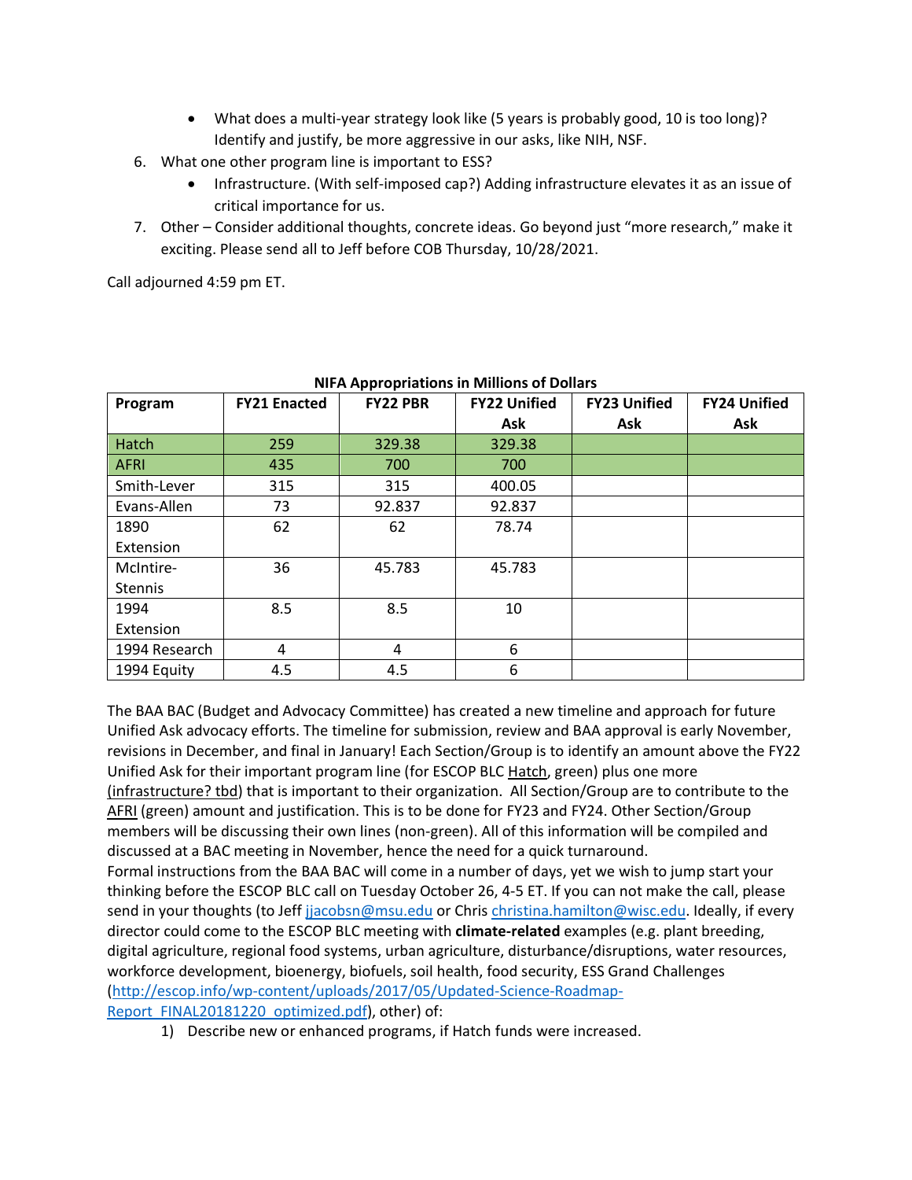- What does a multi-year strategy look like (5 years is probably good, 10 is too long)? Identify and justify, be more aggressive in our asks, like NIH, NSF.

6. What one other program line is important to ESS?
   - Infrastructure. (With self-imposed cap?) Adding infrastructure elevates it as an issue of critical importance for us.
7. Other – Consider additional thoughts, concrete ideas. Go beyond just "more research," make it exciting. Please send all to Jeff before COB Thursday, 10/28/2021.

Call adjourned 4:59 pm ET.

**NIFA Appropriations in Millions of Dollars**

| Program | FY21 Enacted | FY22 PBR | FY22 Unified Ask | FY23 Unified Ask | FY24 Unified Ask |
|---|---|---|---|---|---|
| Hatch | 259 | 329.38 | 329.38 | | |
| AFRI | 435 | 700 | 700 | | |
| Smith-Lever | 315 | 315 | 400.05 | | |
| Evans-Allen | 73 | 92.837 | 92.837 | | |
| 1890 Extension | 62 | 62 | 78.74 | | |
| McIntire-Stennis | 36 | 45.783 | 45.783 | | |
| 1994 Extension | 8.5 | 8.5 | 10 | | |
| 1994 Research | 4 | 4 | 6 | | |
| 1994 Equity | 4.5 | 4.5 | 6 | | |

The BAA BAC (Budget and Advocacy Committee) has created a new timeline and approach for future Unified Ask advocacy efforts. The timeline for submission, review and BAA approval is early November, revisions in December, and final in January! Each Section/Group is to identify an amount above the FY22 Unified Ask for their important program line (for ESCOP BLC Hatch, green) plus one more (infrastructure? tbd) that is important to their organization. All Section/Group are to contribute to the AFRI (green) amount and justification. This is to be done for FY23 and FY24. Other Section/Group members will be discussing their own lines (non-green). All of this information will be compiled and discussed at a BAC meeting in November, hence the need for a quick turnaround.
Formal instructions from the BAA BAC will come in a number of days, yet we wish to jump start your thinking before the ESCOP BLC call on Tuesday October 26, 4-5 ET. If you can not make the call, please send in your thoughts (to Jeff jjacobsn@msu.edu or Chris christina.hamilton@wisc.edu. Ideally, if every director could come to the ESCOP BLC meeting with **climate-related** examples (e.g. plant breeding, digital agriculture, regional food systems, urban agriculture, disturbance/disruptions, water resources, workforce development, bioenergy, biofuels, soil health, food security, ESS Grand Challenges (http://escop.info/wp-content/uploads/2017/05/Updated-Science-Roadmap-Report_FINAL20181220_optimized.pdf), other) of:

1) Describe new or enhanced programs, if Hatch funds were increased.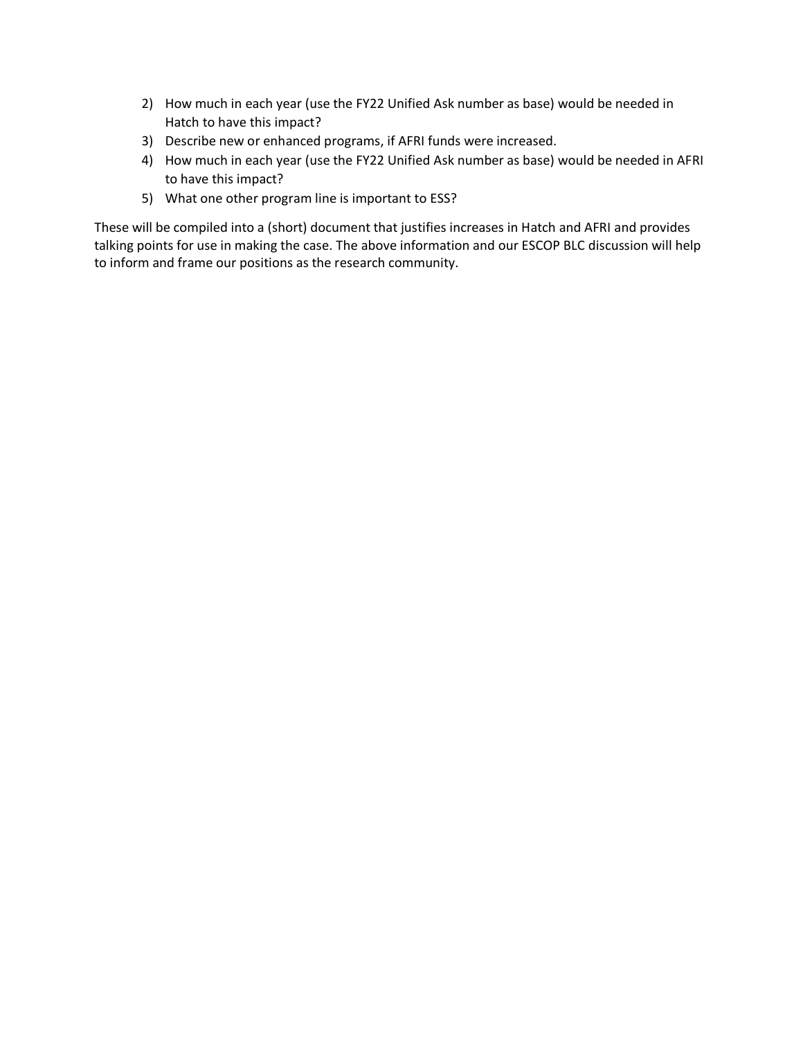2) How much in each year (use the FY22 Unified Ask number as base) would be needed in Hatch to have this impact?
3) Describe new or enhanced programs, if AFRI funds were increased.
4) How much in each year (use the FY22 Unified Ask number as base) would be needed in AFRI to have this impact?
5) What one other program line is important to ESS?

These will be compiled into a (short) document that justifies increases in Hatch and AFRI and provides talking points for use in making the case. The above information and our ESCOP BLC discussion will help to inform and frame our positions as the research community.